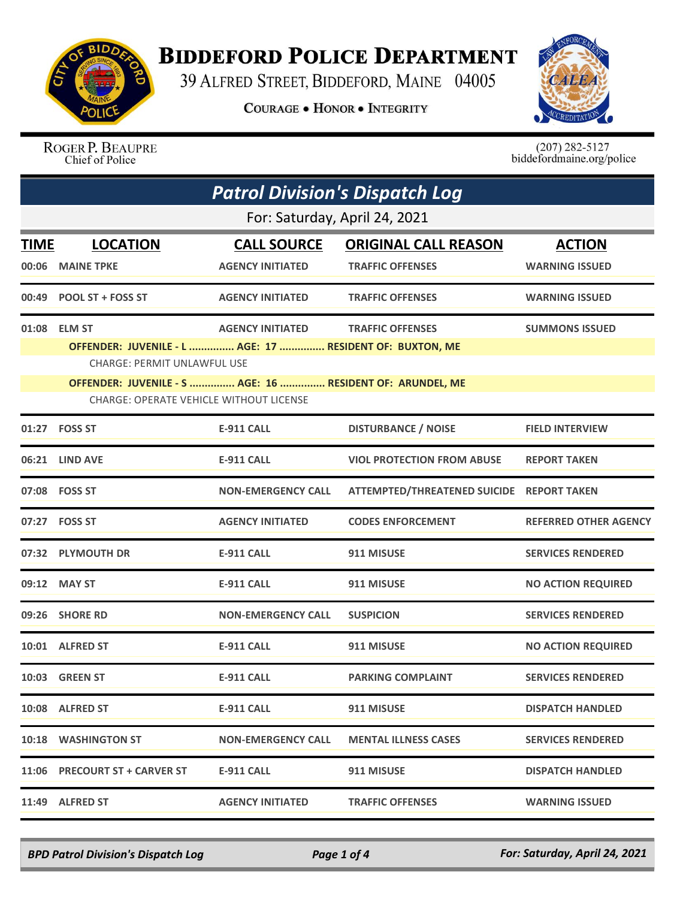# Biddeford Police Department

39 Alfred Street, Biddeford, Maine 04005

**Courage • Honor • Integrity**

Roger P. Beaupre
Chief of Police

(207) 282-5127
biddefordmaine.org/police

## *Patrol Division's Dispatch Log*

For: Saturday, April 24, 2021

| TIME | LOCATION | CALL SOURCE | ORIGINAL CALL REASON | ACTION |
|---|---|---|---|---|
| 00:06 | MAINE TPKE | AGENCY INITIATED | TRAFFIC OFFENSES | WARNING ISSUED |
| 00:49 | POOL ST + FOSS ST | AGENCY INITIATED | TRAFFIC OFFENSES | WARNING ISSUED |
| 01:08 | ELM ST | AGENCY INITIATED | TRAFFIC OFFENSES | SUMMONS ISSUED |
| | OFFENDER: JUVENILE - L ............... AGE: 17 ............... RESIDENT OF: BUXTON, ME | | | |
| | CHARGE: PERMIT UNLAWFUL USE | | | |
| | OFFENDER: JUVENILE - S ............... AGE: 16 ............... RESIDENT OF: ARUNDEL, ME | | | |
| | CHARGE: OPERATE VEHICLE WITHOUT LICENSE | | | |
| 01:27 | FOSS ST | E-911 CALL | DISTURBANCE / NOISE | FIELD INTERVIEW |
| 06:21 | LIND AVE | E-911 CALL | VIOL PROTECTION FROM ABUSE | REPORT TAKEN |
| 07:08 | FOSS ST | NON-EMERGENCY CALL | ATTEMPTED/THREATENED SUICIDE | REPORT TAKEN |
| 07:27 | FOSS ST | AGENCY INITIATED | CODES ENFORCEMENT | REFERRED OTHER AGENCY |
| 07:32 | PLYMOUTH DR | E-911 CALL | 911 MISUSE | SERVICES RENDERED |
| 09:12 | MAY ST | E-911 CALL | 911 MISUSE | NO ACTION REQUIRED |
| 09:26 | SHORE RD | NON-EMERGENCY CALL | SUSPICION | SERVICES RENDERED |
| 10:01 | ALFRED ST | E-911 CALL | 911 MISUSE | NO ACTION REQUIRED |
| 10:03 | GREEN ST | E-911 CALL | PARKING COMPLAINT | SERVICES RENDERED |
| 10:08 | ALFRED ST | E-911 CALL | 911 MISUSE | DISPATCH HANDLED |
| 10:18 | WASHINGTON ST | NON-EMERGENCY CALL | MENTAL ILLNESS CASES | SERVICES RENDERED |
| 11:06 | PRECOURT ST + CARVER ST | E-911 CALL | 911 MISUSE | DISPATCH HANDLED |
| 11:49 | ALFRED ST | AGENCY INITIATED | TRAFFIC OFFENSES | WARNING ISSUED |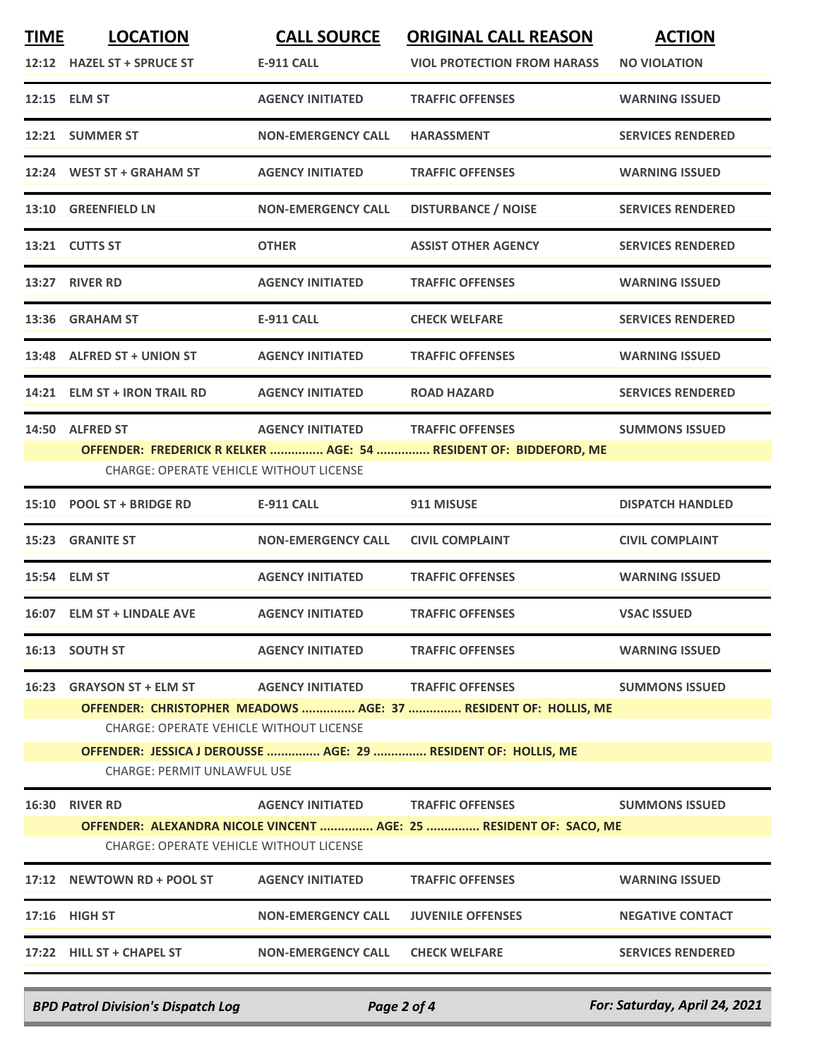| TIME | LOCATION | CALL SOURCE | ORIGINAL CALL REASON | ACTION |
|---|---|---|---|---|
| 12:12 | HAZEL ST + SPRUCE ST | E-911 CALL | VIOL PROTECTION FROM HARASS | NO VIOLATION |
| 12:15 | ELM ST | AGENCY INITIATED | TRAFFIC OFFENSES | WARNING ISSUED |
| 12:21 | SUMMER ST | NON-EMERGENCY CALL | HARASSMENT | SERVICES RENDERED |
| 12:24 | WEST ST + GRAHAM ST | AGENCY INITIATED | TRAFFIC OFFENSES | WARNING ISSUED |
| 13:10 | GREENFIELD LN | NON-EMERGENCY CALL | DISTURBANCE / NOISE | SERVICES RENDERED |
| 13:21 | CUTTS ST | OTHER | ASSIST OTHER AGENCY | SERVICES RENDERED |
| 13:27 | RIVER RD | AGENCY INITIATED | TRAFFIC OFFENSES | WARNING ISSUED |
| 13:36 | GRAHAM ST | E-911 CALL | CHECK WELFARE | SERVICES RENDERED |
| 13:48 | ALFRED ST + UNION ST | AGENCY INITIATED | TRAFFIC OFFENSES | WARNING ISSUED |
| 14:21 | ELM ST + IRON TRAIL RD | AGENCY INITIATED | ROAD HAZARD | SERVICES RENDERED |
| 14:50 | ALFRED ST | AGENCY INITIATED | TRAFFIC OFFENSES | SUMMONS ISSUED |

**OFFENDER: FREDERICK R KELKER ............... AGE: 54 ............... RESIDENT OF: BIDDEFORD, ME**
CHARGE: OPERATE VEHICLE WITHOUT LICENSE

| TIME | LOCATION | CALL SOURCE | ORIGINAL CALL REASON | ACTION |
|---|---|---|---|---|
| 15:10 | POOL ST + BRIDGE RD | E-911 CALL | 911 MISUSE | DISPATCH HANDLED |
| 15:23 | GRANITE ST | NON-EMERGENCY CALL | CIVIL COMPLAINT | CIVIL COMPLAINT |
| 15:54 | ELM ST | AGENCY INITIATED | TRAFFIC OFFENSES | WARNING ISSUED |
| 16:07 | ELM ST + LINDALE AVE | AGENCY INITIATED | TRAFFIC OFFENSES | VSAC ISSUED |
| 16:13 | SOUTH ST | AGENCY INITIATED | TRAFFIC OFFENSES | WARNING ISSUED |
| 16:23 | GRAYSON ST + ELM ST | AGENCY INITIATED | TRAFFIC OFFENSES | SUMMONS ISSUED |

**OFFENDER: CHRISTOPHER MEADOWS ............... AGE: 37 ............... RESIDENT OF: HOLLIS, ME**
CHARGE: OPERATE VEHICLE WITHOUT LICENSE

**OFFENDER: JESSICA J DEROUSSE ............... AGE: 29 ............... RESIDENT OF: HOLLIS, ME**
CHARGE: PERMIT UNLAWFUL USE

| TIME | LOCATION | CALL SOURCE | ORIGINAL CALL REASON | ACTION |
|---|---|---|---|---|
| 16:30 | RIVER RD | AGENCY INITIATED | TRAFFIC OFFENSES | SUMMONS ISSUED |

**OFFENDER: ALEXANDRA NICOLE VINCENT ............... AGE: 25 ............... RESIDENT OF: SACO, ME**
CHARGE: OPERATE VEHICLE WITHOUT LICENSE

| TIME | LOCATION | CALL SOURCE | ORIGINAL CALL REASON | ACTION |
|---|---|---|---|---|
| 17:12 | NEWTOWN RD + POOL ST | AGENCY INITIATED | TRAFFIC OFFENSES | WARNING ISSUED |
| 17:16 | HIGH ST | NON-EMERGENCY CALL | JUVENILE OFFENSES | NEGATIVE CONTACT |
| 17:22 | HILL ST + CHAPEL ST | NON-EMERGENCY CALL | CHECK WELFARE | SERVICES RENDERED |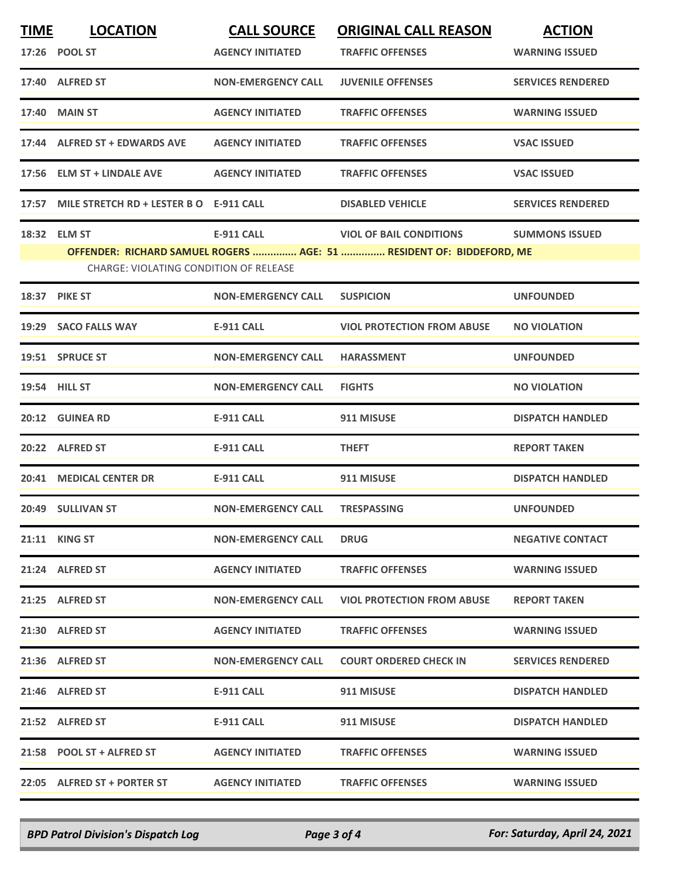| TIME | LOCATION | CALL SOURCE | ORIGINAL CALL REASON | ACTION |
|---|---|---|---|---|
| 17:26 | POOL ST | AGENCY INITIATED | TRAFFIC OFFENSES | WARNING ISSUED |
| 17:40 | ALFRED ST | NON-EMERGENCY CALL | JUVENILE OFFENSES | SERVICES RENDERED |
| 17:40 | MAIN ST | AGENCY INITIATED | TRAFFIC OFFENSES | WARNING ISSUED |
| 17:44 | ALFRED ST + EDWARDS AVE | AGENCY INITIATED | TRAFFIC OFFENSES | VSAC ISSUED |
| 17:56 | ELM ST + LINDALE AVE | AGENCY INITIATED | TRAFFIC OFFENSES | VSAC ISSUED |
| 17:57 | MILE STRETCH RD + LESTER B O | E-911 CALL | DISABLED VEHICLE | SERVICES RENDERED |
| 18:32 | ELM ST | E-911 CALL | VIOL OF BAIL CONDITIONS | SUMMONS ISSUED |
| | OFFENDER: RICHARD SAMUEL ROGERS ............... AGE: 51 ............... RESIDENT OF: BIDDEFORD, ME | | | |
| | CHARGE: VIOLATING CONDITION OF RELEASE | | | |
| 18:37 | PIKE ST | NON-EMERGENCY CALL | SUSPICION | UNFOUNDED |
| 19:29 | SACO FALLS WAY | E-911 CALL | VIOL PROTECTION FROM ABUSE | NO VIOLATION |
| 19:51 | SPRUCE ST | NON-EMERGENCY CALL | HARASSMENT | UNFOUNDED |
| 19:54 | HILL ST | NON-EMERGENCY CALL | FIGHTS | NO VIOLATION |
| 20:12 | GUINEA RD | E-911 CALL | 911 MISUSE | DISPATCH HANDLED |
| 20:22 | ALFRED ST | E-911 CALL | THEFT | REPORT TAKEN |
| 20:41 | MEDICAL CENTER DR | E-911 CALL | 911 MISUSE | DISPATCH HANDLED |
| 20:49 | SULLIVAN ST | NON-EMERGENCY CALL | TRESPASSING | UNFOUNDED |
| 21:11 | KING ST | NON-EMERGENCY CALL | DRUG | NEGATIVE CONTACT |
| 21:24 | ALFRED ST | AGENCY INITIATED | TRAFFIC OFFENSES | WARNING ISSUED |
| 21:25 | ALFRED ST | NON-EMERGENCY CALL | VIOL PROTECTION FROM ABUSE | REPORT TAKEN |
| 21:30 | ALFRED ST | AGENCY INITIATED | TRAFFIC OFFENSES | WARNING ISSUED |
| 21:36 | ALFRED ST | NON-EMERGENCY CALL | COURT ORDERED CHECK IN | SERVICES RENDERED |
| 21:46 | ALFRED ST | E-911 CALL | 911 MISUSE | DISPATCH HANDLED |
| 21:52 | ALFRED ST | E-911 CALL | 911 MISUSE | DISPATCH HANDLED |
| 21:58 | POOL ST + ALFRED ST | AGENCY INITIATED | TRAFFIC OFFENSES | WARNING ISSUED |
| 22:05 | ALFRED ST + PORTER ST | AGENCY INITIATED | TRAFFIC OFFENSES | WARNING ISSUED |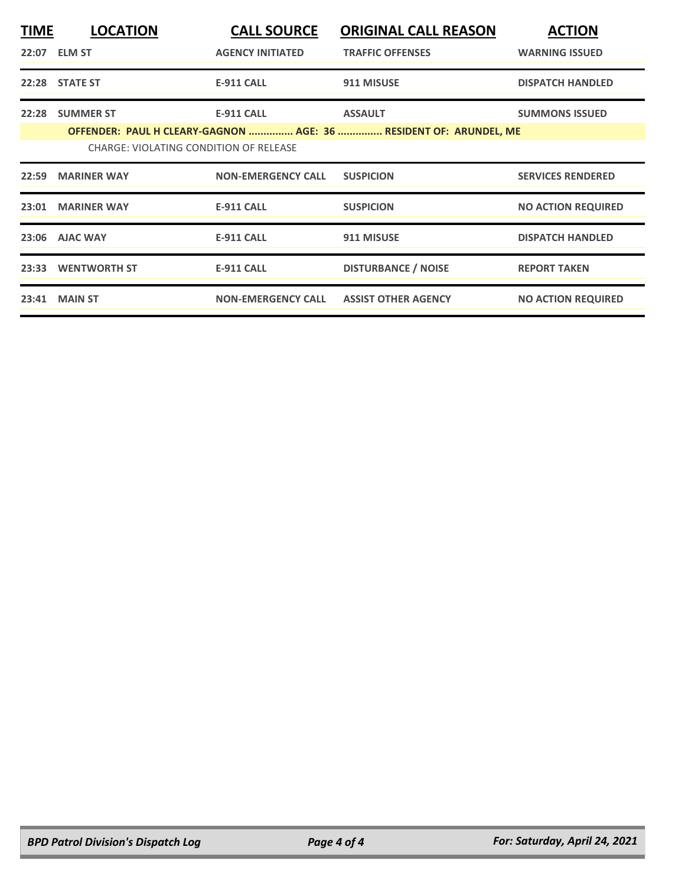| TIME | LOCATION | CALL SOURCE | ORIGINAL CALL REASON | ACTION |
|---|---|---|---|---|
| 22:07 | ELM ST | AGENCY INITIATED | TRAFFIC OFFENSES | WARNING ISSUED |
| 22:28 | STATE ST | E-911 CALL | 911 MISUSE | DISPATCH HANDLED |
| 22:28 | SUMMER ST | E-911 CALL | ASSAULT | SUMMONS ISSUED |
| | OFFENDER: PAUL H CLEARY-GAGNON ............... AGE: 36 ............... RESIDENT OF: ARUNDEL, ME | | | |
| | CHARGE: VIOLATING CONDITION OF RELEASE | | | |
| 22:59 | MARINER WAY | NON-EMERGENCY CALL | SUSPICION | SERVICES RENDERED |
| 23:01 | MARINER WAY | E-911 CALL | SUSPICION | NO ACTION REQUIRED |
| 23:06 | AJAC WAY | E-911 CALL | 911 MISUSE | DISPATCH HANDLED |
| 23:33 | WENTWORTH ST | E-911 CALL | DISTURBANCE / NOISE | REPORT TAKEN |
| 23:41 | MAIN ST | NON-EMERGENCY CALL | ASSIST OTHER AGENCY | NO ACTION REQUIRED |